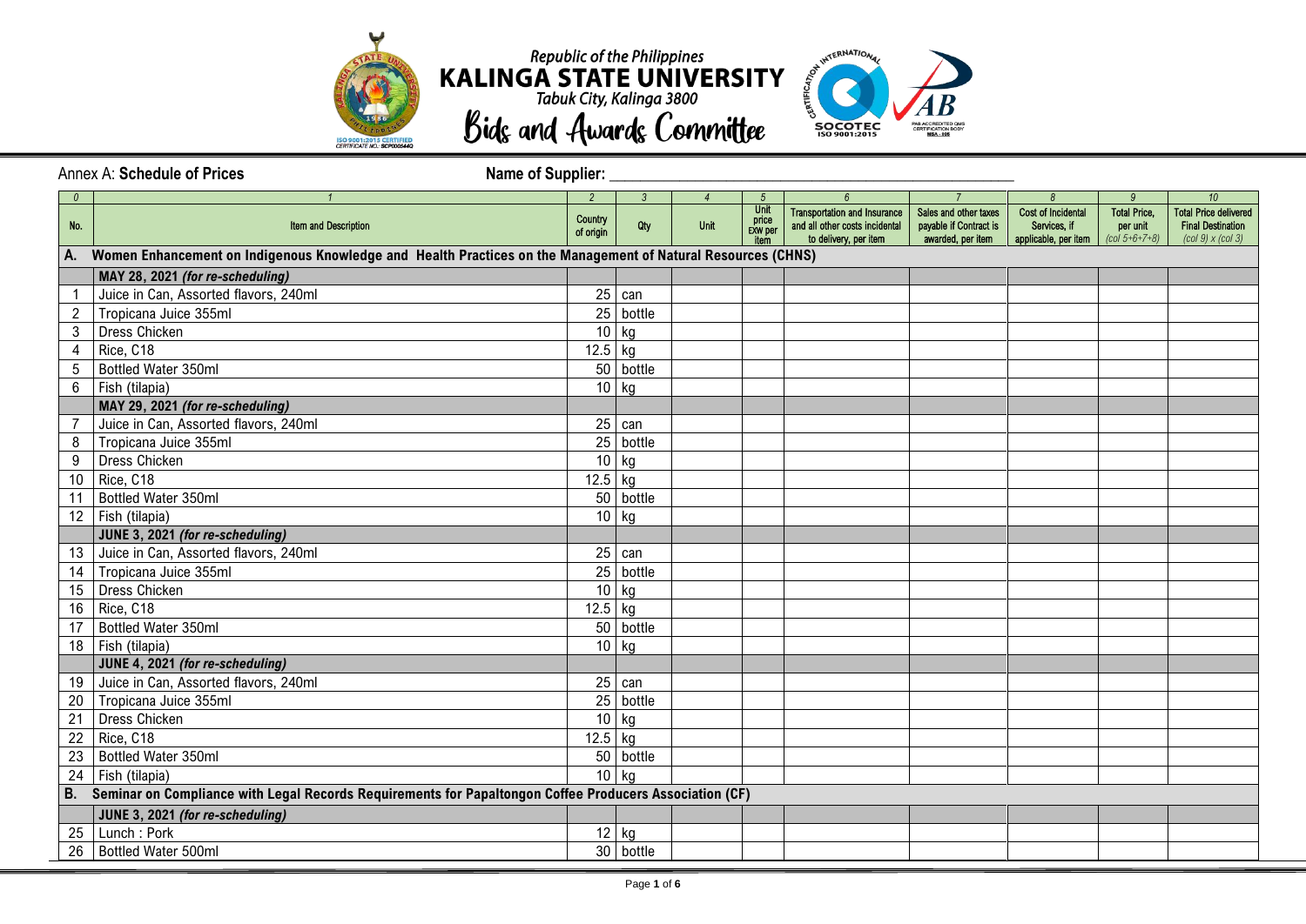Republic of the Philippines
**KALINGA STATE UNIVERSITY**
*Tabuk City, Kalinga 3800*

# Bids and Awards Committee

Annex A: **Schedule of Prices** **Name of Supplier:** ______________________________

| 0 | 1 | 2 | 3 | 4 | 5 | 6 | 7 | 8 | 9 | 10 |
|---|---|---|---|---|---|---|---|---|---|---|
| No. | Item and Description | Country of origin | Qty | Unit | Unit price EXW per item | Transportation and Insurance and all other costs incidental to delivery, per item | Sales and other taxes payable if Contract is awarded, per item | Cost of Incidental Services, if applicable, per item | Total Price, per unit *(col 5+6+7+8)* | Total Price delivered Final Destination *(col 9) x (col 3)* |
| **A.** | **Women Enhancement on Indigenous Knowledge and Health Practices on the Management of Natural Resources (CHNS)** | | | | | | | | | |
| | **MAY 28, 2021 *(for re-scheduling)*** | | | | | | | | | |
| 1 | Juice in Can, Assorted flavors, 240ml | | 25 | can | | | | | | |
| 2 | Tropicana Juice 355ml | | 25 | bottle | | | | | | |
| 3 | Dress Chicken | | 10 | kg | | | | | | |
| 4 | Rice, C18 | | 12.5 | kg | | | | | | |
| 5 | Bottled Water 350ml | | 50 | bottle | | | | | | |
| 6 | Fish (tilapia) | | 10 | kg | | | | | | |
| | **MAY 29, 2021 *(for re-scheduling)*** | | | | | | | | | |
| 7 | Juice in Can, Assorted flavors, 240ml | | 25 | can | | | | | | |
| 8 | Tropicana Juice 355ml | | 25 | bottle | | | | | | |
| 9 | Dress Chicken | | 10 | kg | | | | | | |
| 10 | Rice, C18 | | 12.5 | kg | | | | | | |
| 11 | Bottled Water 350ml | | 50 | bottle | | | | | | |
| 12 | Fish (tilapia) | | 10 | kg | | | | | | |
| | **JUNE 3, 2021 *(for re-scheduling)*** | | | | | | | | | |
| 13 | Juice in Can, Assorted flavors, 240ml | | 25 | can | | | | | | |
| 14 | Tropicana Juice 355ml | | 25 | bottle | | | | | | |
| 15 | Dress Chicken | | 10 | kg | | | | | | |
| 16 | Rice, C18 | | 12.5 | kg | | | | | | |
| 17 | Bottled Water 350ml | | 50 | bottle | | | | | | |
| 18 | Fish (tilapia) | | 10 | kg | | | | | | |
| | **JUNE 4, 2021 *(for re-scheduling)*** | | | | | | | | | |
| 19 | Juice in Can, Assorted flavors, 240ml | | 25 | can | | | | | | |
| 20 | Tropicana Juice 355ml | | 25 | bottle | | | | | | |
| 21 | Dress Chicken | | 10 | kg | | | | | | |
| 22 | Rice, C18 | | 12.5 | kg | | | | | | |
| 23 | Bottled Water 350ml | | 50 | bottle | | | | | | |
| 24 | Fish (tilapia) | | 10 | kg | | | | | | |
| **B.** | **Seminar on Compliance with Legal Records Requirements for Papaltongon Coffee Producers Association (CF)** | | | | | | | | | |
| | **JUNE 3, 2021 *(for re-scheduling)*** | | | | | | | | | |
| 25 | Lunch : Pork | | 12 | kg | | | | | | |
| 26 | Bottled Water 500ml | | 30 | bottle | | | | | | |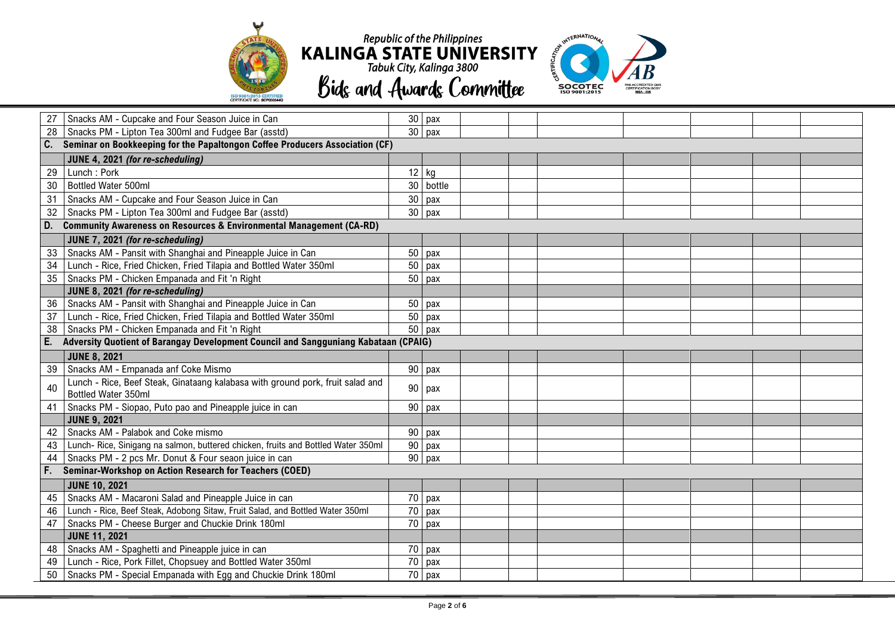| | | | | | | | | | | |
|---|---|---|---|---|---|---|---|---|---|---|
| 27 | Snacks AM - Cupcake and Four Season Juice in Can | 30 | pax | | | | | | | |
| 28 | Snacks PM - Lipton Tea 300ml and Fudgee Bar (asstd) | 30 | pax | | | | | | | |
| **C.** | **Seminar on Bookkeeping for the Papaltongon Coffee Producers Association (CF)** | | | | | | | | | |
| | ***JUNE 4, 2021** (for re-scheduling)* | | | | | | | | | |
| 29 | Lunch : Pork | 12 | kg | | | | | | | |
| 30 | Bottled Water 500ml | 30 | bottle | | | | | | | |
| 31 | Snacks AM - Cupcake and Four Season Juice in Can | 30 | pax | | | | | | | |
| 32 | Snacks PM - Lipton Tea 300ml and Fudgee Bar (asstd) | 30 | pax | | | | | | | |
| **D.** | **Community Awareness on Resources & Environmental Management (CA-RD)** | | | | | | | | | |
| | ***JUNE 7, 2021** (for re-scheduling)* | | | | | | | | | |
| 33 | Snacks AM - Pansit with Shanghai and Pineapple Juice in Can | 50 | pax | | | | | | | |
| 34 | Lunch - Rice, Fried Chicken, Fried Tilapia and Bottled Water 350ml | 50 | pax | | | | | | | |
| 35 | Snacks PM - Chicken Empanada and Fit 'n Right | 50 | pax | | | | | | | |
| | ***JUNE 8, 2021** (for re-scheduling)* | | | | | | | | | |
| 36 | Snacks AM - Pansit with Shanghai and Pineapple Juice in Can | 50 | pax | | | | | | | |
| 37 | Lunch - Rice, Fried Chicken, Fried Tilapia and Bottled Water 350ml | 50 | pax | | | | | | | |
| 38 | Snacks PM - Chicken Empanada and Fit 'n Right | 50 | pax | | | | | | | |
| **E.** | **Adversity Quotient of Barangay Development Council and Sangguniang Kabataan (CPAIG)** | | | | | | | | | |
| | **JUNE 8, 2021** | | | | | | | | | |
| 39 | Snacks AM - Empanada anf Coke Mismo | 90 | pax | | | | | | | |
| 40 | Lunch - Rice, Beef Steak, Ginataang kalabasa with ground pork, fruit salad and Bottled Water 350ml | 90 | pax | | | | | | | |
| 41 | Snacks PM - Siopao, Puto pao and Pineapple juice in can | 90 | pax | | | | | | | |
| | **JUNE 9, 2021** | | | | | | | | | |
| 42 | Snacks AM - Palabok and Coke mismo | 90 | pax | | | | | | | |
| 43 | Lunch- Rice, Sinigang na salmon, buttered chicken, fruits and Bottled Water 350ml | 90 | pax | | | | | | | |
| 44 | Snacks PM - 2 pcs Mr. Donut & Four seaon juice in can | 90 | pax | | | | | | | |
| **F.** | **Seminar-Workshop on Action Research for Teachers (COED)** | | | | | | | | | |
| | **JUNE 10, 2021** | | | | | | | | | |
| 45 | Snacks AM - Macaroni Salad and Pineapple Juice in can | 70 | pax | | | | | | | |
| 46 | Lunch - Rice, Beef Steak, Adobong Sitaw, Fruit Salad, and Bottled Water 350ml | 70 | pax | | | | | | | |
| 47 | Snacks PM - Cheese Burger and Chuckie Drink 180ml | 70 | pax | | | | | | | |
| | **JUNE 11, 2021** | | | | | | | | | |
| 48 | Snacks AM - Spaghetti and Pineapple juice in can | 70 | pax | | | | | | | |
| 49 | Lunch - Rice, Pork Fillet, Chopsuey and Bottled Water 350ml | 70 | pax | | | | | | | |
| 50 | Snacks PM - Special Empanada with Egg and Chuckie Drink 180ml | 70 | pax | | | | | | | |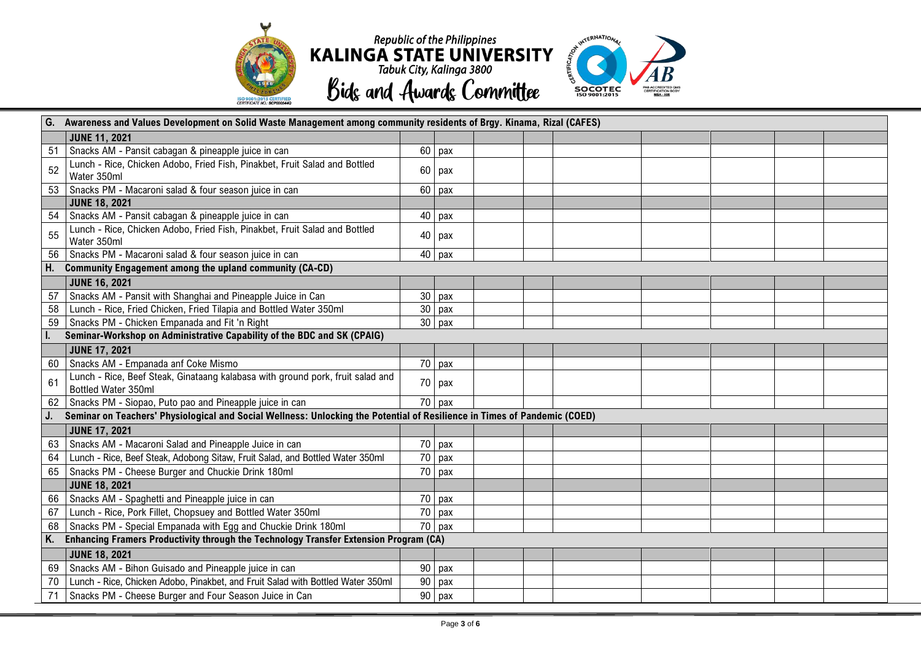Republic of the Philippines
**KALINGA STATE UNIVERSITY**
*Tabuk City, Kalinga 3800*
**Bids and Awards Committee**

| | | | | | | | | | | |
|---|---|---|---|---|---|---|---|---|---|---|
| **G.** | **Awareness and Values Development on Solid Waste Management among community residents of Brgy. Kinama, Rizal (CAFES)** | | | | | | | | | |
| | **JUNE 11, 2021** | | | | | | | | | |
| 51 | Snacks AM - Pansit cabagan & pineapple juice in can | 60 | pax | | | | | | | |
| 52 | Lunch - Rice, Chicken Adobo, Fried Fish, Pinakbet, Fruit Salad and Bottled Water 350ml | 60 | pax | | | | | | | |
| 53 | Snacks PM - Macaroni salad & four season juice in can | 60 | pax | | | | | | | |
| | **JUNE 18, 2021** | | | | | | | | | |
| 54 | Snacks AM - Pansit cabagan & pineapple juice in can | 40 | pax | | | | | | | |
| 55 | Lunch - Rice, Chicken Adobo, Fried Fish, Pinakbet, Fruit Salad and Bottled Water 350ml | 40 | pax | | | | | | | |
| 56 | Snacks PM - Macaroni salad & four season juice in can | 40 | pax | | | | | | | |
| **H.** | **Community Engagement among the upland community (CA-CD)** | | | | | | | | | |
| | **JUNE 16, 2021** | | | | | | | | | |
| 57 | Snacks AM - Pansit with Shanghai and Pineapple Juice in Can | 30 | pax | | | | | | | |
| 58 | Lunch - Rice, Fried Chicken, Fried Tilapia and Bottled Water 350ml | 30 | pax | | | | | | | |
| 59 | Snacks PM - Chicken Empanada and Fit 'n Right | 30 | pax | | | | | | | |
| **I.** | **Seminar-Workshop on Administrative Capability of the BDC and SK (CPAIG)** | | | | | | | | | |
| | **JUNE 17, 2021** | | | | | | | | | |
| 60 | Snacks AM - Empanada anf Coke Mismo | 70 | pax | | | | | | | |
| 61 | Lunch - Rice, Beef Steak, Ginataang kalabasa with ground pork, fruit salad and Bottled Water 350ml | 70 | pax | | | | | | | |
| 62 | Snacks PM - Siopao, Puto pao and Pineapple juice in can | 70 | pax | | | | | | | |
| **J.** | **Seminar on Teachers' Physiological and Social Wellness: Unlocking the Potential of Resilience in Times of Pandemic (COED)** | | | | | | | | | |
| | **JUNE 17, 2021** | | | | | | | | | |
| 63 | Snacks AM - Macaroni Salad and Pineapple Juice in can | 70 | pax | | | | | | | |
| 64 | Lunch - Rice, Beef Steak, Adobong Sitaw, Fruit Salad, and Bottled Water 350ml | 70 | pax | | | | | | | |
| 65 | Snacks PM - Cheese Burger and Chuckie Drink 180ml | 70 | pax | | | | | | | |
| | **JUNE 18, 2021** | | | | | | | | | |
| 66 | Snacks AM - Spaghetti and Pineapple juice in can | 70 | pax | | | | | | | |
| 67 | Lunch - Rice, Pork Fillet, Chopsuey and Bottled Water 350ml | 70 | pax | | | | | | | |
| 68 | Snacks PM - Special Empanada with Egg and Chuckie Drink 180ml | 70 | pax | | | | | | | |
| **K.** | **Enhancing Framers Productivity through the Technology Transfer Extension Program (CA)** | | | | | | | | | |
| | **JUNE 18, 2021** | | | | | | | | | |
| 69 | Snacks AM - Bihon Guisado and Pineapple juice in can | 90 | pax | | | | | | | |
| 70 | Lunch - Rice, Chicken Adobo, Pinakbet, and Fruit Salad with Bottled Water 350ml | 90 | pax | | | | | | | |
| 71 | Snacks PM - Cheese Burger and Four Season Juice in Can | 90 | pax | | | | | | | |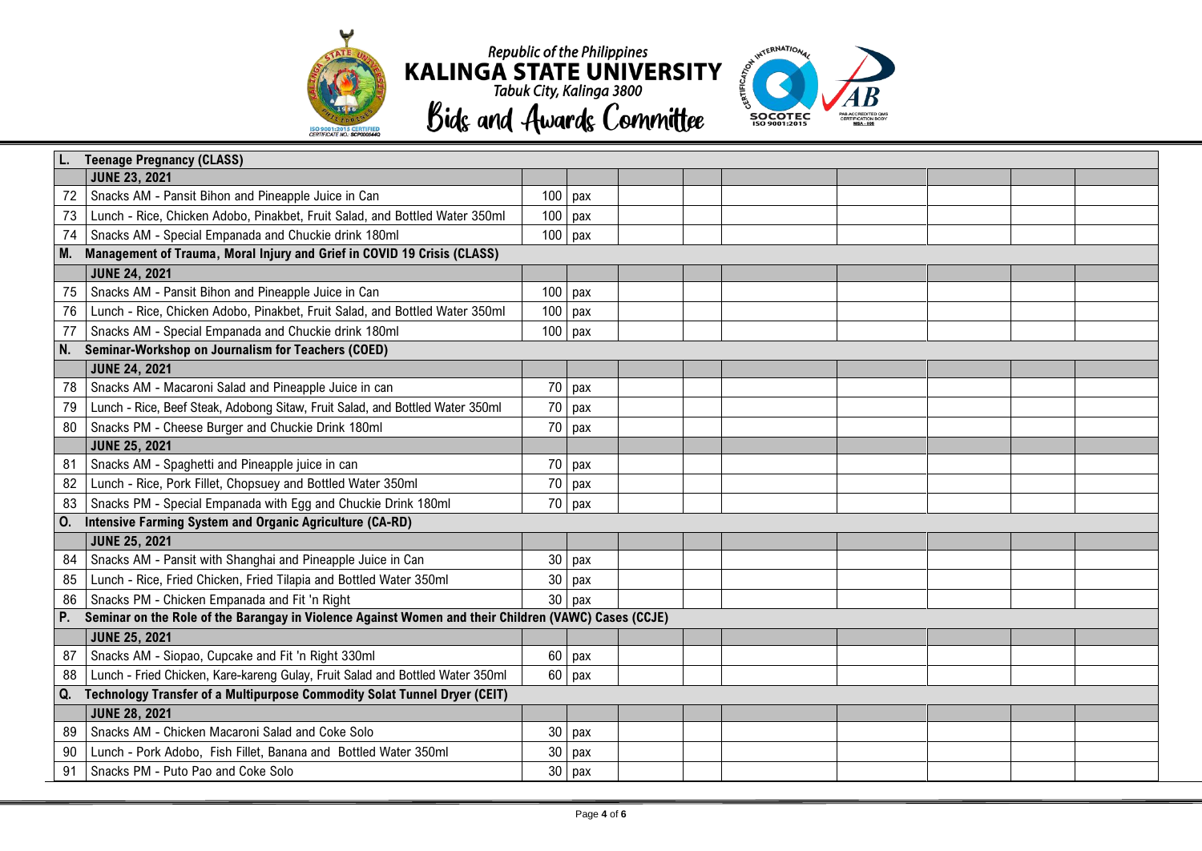| L. | Teenage Pregnancy (CLASS) | | | | | | | | | |
|---|---|---|---|---|---|---|---|---|---|---|
| | JUNE 23, 2021 | | | | | | | | | |
| 72 | Snacks AM - Pansit Bihon and Pineapple Juice in Can | 100 | pax | | | | | | | |
| 73 | Lunch - Rice, Chicken Adobo, Pinakbet, Fruit Salad, and Bottled Water 350ml | 100 | pax | | | | | | | |
| 74 | Snacks AM - Special Empanada and Chuckie drink 180ml | 100 | pax | | | | | | | |
| M. | Management of Trauma, Moral Injury and Grief in COVID 19 Crisis (CLASS) | | | | | | | | | |
| | JUNE 24, 2021 | | | | | | | | | |
| 75 | Snacks AM - Pansit Bihon and Pineapple Juice in Can | 100 | pax | | | | | | | |
| 76 | Lunch - Rice, Chicken Adobo, Pinakbet, Fruit Salad, and Bottled Water 350ml | 100 | pax | | | | | | | |
| 77 | Snacks AM - Special Empanada and Chuckie drink 180ml | 100 | pax | | | | | | | |
| N. | Seminar-Workshop on Journalism for Teachers (COED) | | | | | | | | | |
| | JUNE 24, 2021 | | | | | | | | | |
| 78 | Snacks AM - Macaroni Salad and Pineapple Juice in can | 70 | pax | | | | | | | |
| 79 | Lunch - Rice, Beef Steak, Adobong Sitaw, Fruit Salad, and Bottled Water 350ml | 70 | pax | | | | | | | |
| 80 | Snacks PM - Cheese Burger and Chuckie Drink 180ml | 70 | pax | | | | | | | |
| | JUNE 25, 2021 | | | | | | | | | |
| 81 | Snacks AM - Spaghetti and Pineapple juice in can | 70 | pax | | | | | | | |
| 82 | Lunch - Rice, Pork Fillet, Chopsuey and Bottled Water 350ml | 70 | pax | | | | | | | |
| 83 | Snacks PM - Special Empanada with Egg and Chuckie Drink 180ml | 70 | pax | | | | | | | |
| O. | Intensive Farming System and Organic Agriculture (CA-RD) | | | | | | | | | |
| | JUNE 25, 2021 | | | | | | | | | |
| 84 | Snacks AM - Pansit with Shanghai and Pineapple Juice in Can | 30 | pax | | | | | | | |
| 85 | Lunch - Rice, Fried Chicken, Fried Tilapia and Bottled Water 350ml | 30 | pax | | | | | | | |
| 86 | Snacks PM - Chicken Empanada and Fit 'n Right | 30 | pax | | | | | | | |
| P. | Seminar on the Role of the Barangay in Violence Against Women and their Children (VAWC) Cases (CCJE) | | | | | | | | | |
| | JUNE 25, 2021 | | | | | | | | | |
| 87 | Snacks AM - Siopao, Cupcake and Fit 'n Right 330ml | 60 | pax | | | | | | | |
| 88 | Lunch - Fried Chicken, Kare-kareng Gulay, Fruit Salad and Bottled Water 350ml | 60 | pax | | | | | | | |
| Q. | Technology Transfer of a Multipurpose Commodity Solat Tunnel Dryer (CEIT) | | | | | | | | | |
| | JUNE 28, 2021 | | | | | | | | | |
| 89 | Snacks AM - Chicken Macaroni Salad and Coke Solo | 30 | pax | | | | | | | |
| 90 | Lunch - Pork Adobo, Fish Fillet, Banana and Bottled Water 350ml | 30 | pax | | | | | | | |
| 91 | Snacks PM - Puto Pao and Coke Solo | 30 | pax | | | | | | | |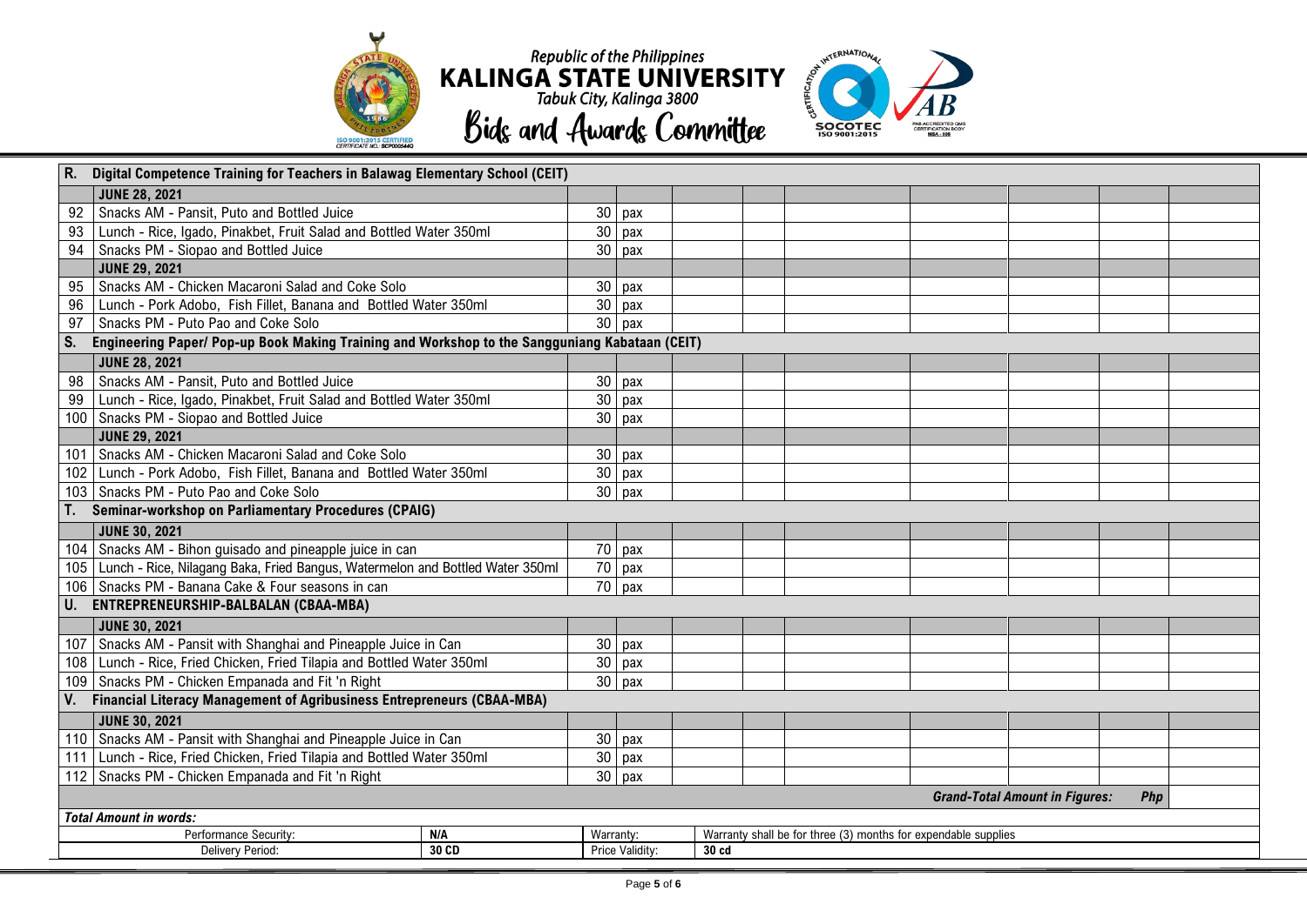Republic of the Philippines
**KALINGA STATE UNIVERSITY**
Tabuk City, Kalinga 3800

# Bids and Awards Committee

| | | | | | | | | | | |
|---|---|---|---|---|---|---|---|---|---|---|
| **R.** | **Digital Competence Training for Teachers in Balawag Elementary School (CEIT)** | | | | | | | | | |
| | **JUNE 28, 2021** | | | | | | | | | |
| 92 | Snacks AM - Pansit, Puto and Bottled Juice | 30 | pax | | | | | | | |
| 93 | Lunch - Rice, Igado, Pinakbet, Fruit Salad and Bottled Water 350ml | 30 | pax | | | | | | | |
| 94 | Snacks PM - Siopao and Bottled Juice | 30 | pax | | | | | | | |
| | **JUNE 29, 2021** | | | | | | | | | |
| 95 | Snacks AM - Chicken Macaroni Salad and Coke Solo | 30 | pax | | | | | | | |
| 96 | Lunch - Pork Adobo, Fish Fillet, Banana and Bottled Water 350ml | 30 | pax | | | | | | | |
| 97 | Snacks PM - Puto Pao and Coke Solo | 30 | pax | | | | | | | |
| **S.** | **Engineering Paper/ Pop-up Book Making Training and Workshop to the Sangguniang Kabataan (CEIT)** | | | | | | | | | |
| | **JUNE 28, 2021** | | | | | | | | | |
| 98 | Snacks AM - Pansit, Puto and Bottled Juice | 30 | pax | | | | | | | |
| 99 | Lunch - Rice, Igado, Pinakbet, Fruit Salad and Bottled Water 350ml | 30 | pax | | | | | | | |
| 100 | Snacks PM - Siopao and Bottled Juice | 30 | pax | | | | | | | |
| | **JUNE 29, 2021** | | | | | | | | | |
| 101 | Snacks AM - Chicken Macaroni Salad and Coke Solo | 30 | pax | | | | | | | |
| 102 | Lunch - Pork Adobo, Fish Fillet, Banana and Bottled Water 350ml | 30 | pax | | | | | | | |
| 103 | Snacks PM - Puto Pao and Coke Solo | 30 | pax | | | | | | | |
| **T.** | **Seminar-workshop on Parliamentary Procedures (CPAIG)** | | | | | | | | | |
| | **JUNE 30, 2021** | | | | | | | | | |
| 104 | Snacks AM - Bihon guisado and pineapple juice in can | 70 | pax | | | | | | | |
| 105 | Lunch - Rice, Nilagang Baka, Fried Bangus, Watermelon and Bottled Water 350ml | 70 | pax | | | | | | | |
| 106 | Snacks PM - Banana Cake & Four seasons in can | 70 | pax | | | | | | | |
| **U.** | **ENTREPRENEURSHIP-BALBALAN (CBAA-MBA)** | | | | | | | | | |
| | **JUNE 30, 2021** | | | | | | | | | |
| 107 | Snacks AM - Pansit with Shanghai and Pineapple Juice in Can | 30 | pax | | | | | | | |
| 108 | Lunch - Rice, Fried Chicken, Fried Tilapia and Bottled Water 350ml | 30 | pax | | | | | | | |
| 109 | Snacks PM - Chicken Empanada and Fit 'n Right | 30 | pax | | | | | | | |
| **V.** | **Financial Literacy Management of Agribusiness Entrepreneurs (CBAA-MBA)** | | | | | | | | | |
| | **JUNE 30, 2021** | | | | | | | | | |
| 110 | Snacks AM - Pansit with Shanghai and Pineapple Juice in Can | 30 | pax | | | | | | | |
| 111 | Lunch - Rice, Fried Chicken, Fried Tilapia and Bottled Water 350ml | 30 | pax | | | | | | | |
| 112 | Snacks PM - Chicken Empanada and Fit 'n Right | 30 | pax | | | | | | | |
| | | | | | | | | ***Grand-Total Amount in Figures:*** | ***Php*** | |

| | | | |
|---|---|---|---|
| ***Total Amount in words:*** | | | |
| Performance Security: | **N/A** | Warranty: | Warranty shall be for three (3) months for expendable supplies |
| Delivery Period: | **30 CD** | Price Validity: | **30 cd** |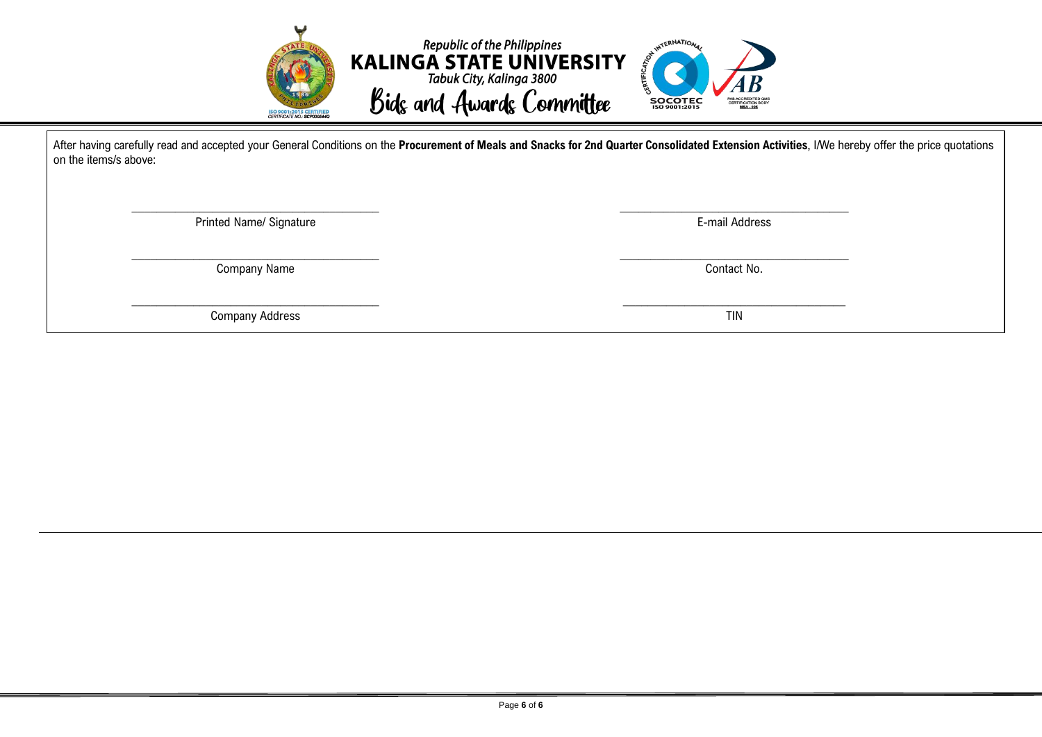Republic of the Philippines

**KALINGA STATE UNIVERSITY**

*Tabuk City, Kalinga 3800*

Bids and Awards Committee

After having carefully read and accepted your General Conditions on the **Procurement of Meals and Snacks for 2nd Quarter Consolidated Extension Activities**, I/We hereby offer the price quotations on the items/s above:

| | |
|---|---|
| ______________________________ | ______________________________ |
| Printed Name/ Signature | E-mail Address |
| ______________________________ | ______________________________ |
| Company Name | Contact No. |
| ______________________________ | ______________________________ |
| Company Address | TIN |